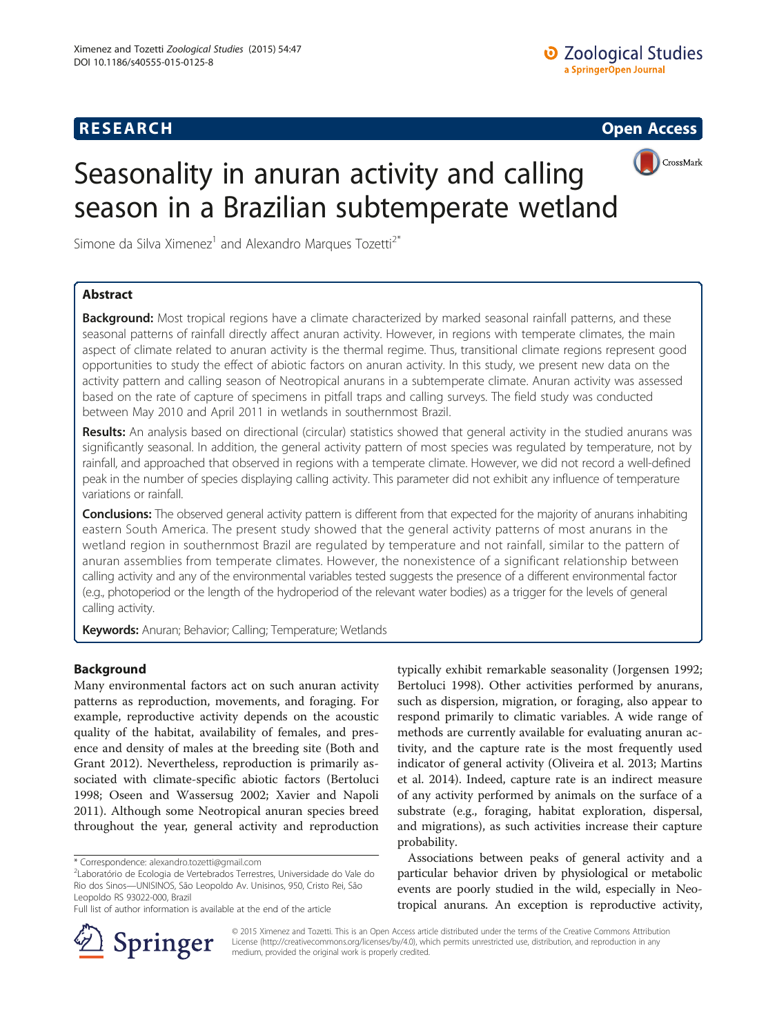**RESEARCH** **Open Access**

# Seasonality in anuran activity and calling season in a Brazilian subtemperate wetland

Simone da Silva Ximenez[1] and Alexandro Marques Tozetti[2*]

## Abstract

**Background:** Most tropical regions have a climate characterized by marked seasonal rainfall patterns, and these seasonal patterns of rainfall directly affect anuran activity. However, in regions with temperate climates, the main aspect of climate related to anuran activity is the thermal regime. Thus, transitional climate regions represent good opportunities to study the effect of abiotic factors on anuran activity. In this study, we present new data on the activity pattern and calling season of Neotropical anurans in a subtemperate climate. Anuran activity was assessed based on the rate of capture of specimens in pitfall traps and calling surveys. The field study was conducted between May 2010 and April 2011 in wetlands in southernmost Brazil.

**Results:** An analysis based on directional (circular) statistics showed that general activity in the studied anurans was significantly seasonal. In addition, the general activity pattern of most species was regulated by temperature, not by rainfall, and approached that observed in regions with a temperate climate. However, we did not record a well-defined peak in the number of species displaying calling activity. This parameter did not exhibit any influence of temperature variations or rainfall.

**Conclusions:** The observed general activity pattern is different from that expected for the majority of anurans inhabiting eastern South America. The present study showed that the general activity patterns of most anurans in the wetland region in southernmost Brazil are regulated by temperature and not rainfall, similar to the pattern of anuran assemblies from temperate climates. However, the nonexistence of a significant relationship between calling activity and any of the environmental variables tested suggests the presence of a different environmental factor (e.g., photoperiod or the length of the hydroperiod of the relevant water bodies) as a trigger for the levels of general calling activity.

**Keywords:** Anuran; Behavior; Calling; Temperature; Wetlands

## Background

Many environmental factors act on such anuran activity patterns as reproduction, movements, and foraging. For example, reproductive activity depends on the acoustic quality of the habitat, availability of females, and presence and density of males at the breeding site (Both and Grant 2012). Nevertheless, reproduction is primarily associated with climate-specific abiotic factors (Bertoluci 1998; Oseen and Wassersug 2002; Xavier and Napoli 2011). Although some Neotropical anuran species breed throughout the year, general activity and reproduction typically exhibit remarkable seasonality (Jorgensen 1992; Bertoluci 1998). Other activities performed by anurans, such as dispersion, migration, or foraging, also appear to respond primarily to climatic variables. A wide range of methods are currently available for evaluating anuran activity, and the capture rate is the most frequently used indicator of general activity (Oliveira et al. 2013; Martins et al. 2014). Indeed, capture rate is an indirect measure of any activity performed by animals on the surface of a substrate (e.g., foraging, habitat exploration, dispersal, and migrations), as such activities increase their capture probability.

Associations between peaks of general activity and a particular behavior driven by physiological or metabolic events are poorly studied in the wild, especially in Neotropical anurans. An exception is reproductive activity,

\* Correspondence: alexandro.tozetti@gmail.com
[2]Laboratório de Ecologia de Vertebrados Terrestres, Universidade do Vale do Rio dos Sinos—UNISINOS, São Leopoldo Av. Unisinos, 950, Cristo Rei, São Leopoldo RS 93022-000, Brazil
Full list of author information is available at the end of the article

© 2015 Ximenez and Tozetti. This is an Open Access article distributed under the terms of the Creative Commons Attribution License (http://creativecommons.org/licenses/by/4.0), which permits unrestricted use, distribution, and reproduction in any medium, provided the original work is properly credited.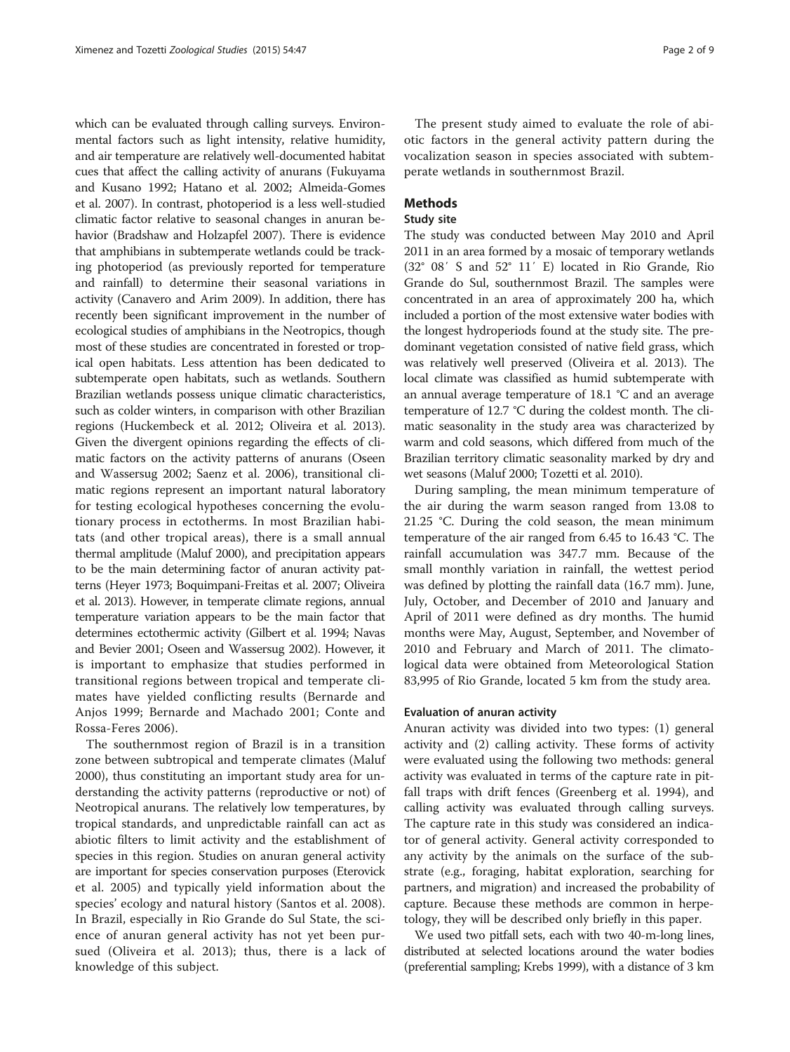which can be evaluated through calling surveys. Environmental factors such as light intensity, relative humidity, and air temperature are relatively well-documented habitat cues that affect the calling activity of anurans (Fukuyama and Kusano 1992; Hatano et al. 2002; Almeida-Gomes et al. 2007). In contrast, photoperiod is a less well-studied climatic factor relative to seasonal changes in anuran behavior (Bradshaw and Holzapfel 2007). There is evidence that amphibians in subtemperate wetlands could be tracking photoperiod (as previously reported for temperature and rainfall) to determine their seasonal variations in activity (Canavero and Arim 2009). In addition, there has recently been significant improvement in the number of ecological studies of amphibians in the Neotropics, though most of these studies are concentrated in forested or tropical open habitats. Less attention has been dedicated to subtemperate open habitats, such as wetlands. Southern Brazilian wetlands possess unique climatic characteristics, such as colder winters, in comparison with other Brazilian regions (Huckembeck et al. 2012; Oliveira et al. 2013). Given the divergent opinions regarding the effects of climatic factors on the activity patterns of anurans (Oseen and Wassersug 2002; Saenz et al. 2006), transitional climatic regions represent an important natural laboratory for testing ecological hypotheses concerning the evolutionary process in ectotherms. In most Brazilian habitats (and other tropical areas), there is a small annual thermal amplitude (Maluf 2000), and precipitation appears to be the main determining factor of anuran activity patterns (Heyer 1973; Boquimpani-Freitas et al. 2007; Oliveira et al. 2013). However, in temperate climate regions, annual temperature variation appears to be the main factor that determines ectothermic activity (Gilbert et al. 1994; Navas and Bevier 2001; Oseen and Wassersug 2002). However, it is important to emphasize that studies performed in transitional regions between tropical and temperate climates have yielded conflicting results (Bernarde and Anjos 1999; Bernarde and Machado 2001; Conte and Rossa-Feres 2006).

The southernmost region of Brazil is in a transition zone between subtropical and temperate climates (Maluf 2000), thus constituting an important study area for understanding the activity patterns (reproductive or not) of Neotropical anurans. The relatively low temperatures, by tropical standards, and unpredictable rainfall can act as abiotic filters to limit activity and the establishment of species in this region. Studies on anuran general activity are important for species conservation purposes (Eterovick et al. 2005) and typically yield information about the species' ecology and natural history (Santos et al. 2008). In Brazil, especially in Rio Grande do Sul State, the science of anuran general activity has not yet been pursued (Oliveira et al. 2013); thus, there is a lack of knowledge of this subject.

The present study aimed to evaluate the role of abiotic factors in the general activity pattern during the vocalization season in species associated with subtemperate wetlands in southernmost Brazil.

## Methods

### Study site

The study was conducted between May 2010 and April 2011 in an area formed by a mosaic of temporary wetlands (32° 08′ S and 52° 11′ E) located in Rio Grande, Rio Grande do Sul, southernmost Brazil. The samples were concentrated in an area of approximately 200 ha, which included a portion of the most extensive water bodies with the longest hydroperiods found at the study site. The predominant vegetation consisted of native field grass, which was relatively well preserved (Oliveira et al. 2013). The local climate was classified as humid subtemperate with an annual average temperature of 18.1 °C and an average temperature of 12.7 °C during the coldest month. The climatic seasonality in the study area was characterized by warm and cold seasons, which differed from much of the Brazilian territory climatic seasonality marked by dry and wet seasons (Maluf 2000; Tozetti et al. 2010).

During sampling, the mean minimum temperature of the air during the warm season ranged from 13.08 to 21.25 °C. During the cold season, the mean minimum temperature of the air ranged from 6.45 to 16.43 °C. The rainfall accumulation was 347.7 mm. Because of the small monthly variation in rainfall, the wettest period was defined by plotting the rainfall data (16.7 mm). June, July, October, and December of 2010 and January and April of 2011 were defined as dry months. The humid months were May, August, September, and November of 2010 and February and March of 2011. The climatological data were obtained from Meteorological Station 83,995 of Rio Grande, located 5 km from the study area.

### Evaluation of anuran activity

Anuran activity was divided into two types: (1) general activity and (2) calling activity. These forms of activity were evaluated using the following two methods: general activity was evaluated in terms of the capture rate in pitfall traps with drift fences (Greenberg et al. 1994), and calling activity was evaluated through calling surveys. The capture rate in this study was considered an indicator of general activity. General activity corresponded to any activity by the animals on the surface of the substrate (e.g., foraging, habitat exploration, searching for partners, and migration) and increased the probability of capture. Because these methods are common in herpetology, they will be described only briefly in this paper.

We used two pitfall sets, each with two 40-m-long lines, distributed at selected locations around the water bodies (preferential sampling; Krebs 1999), with a distance of 3 km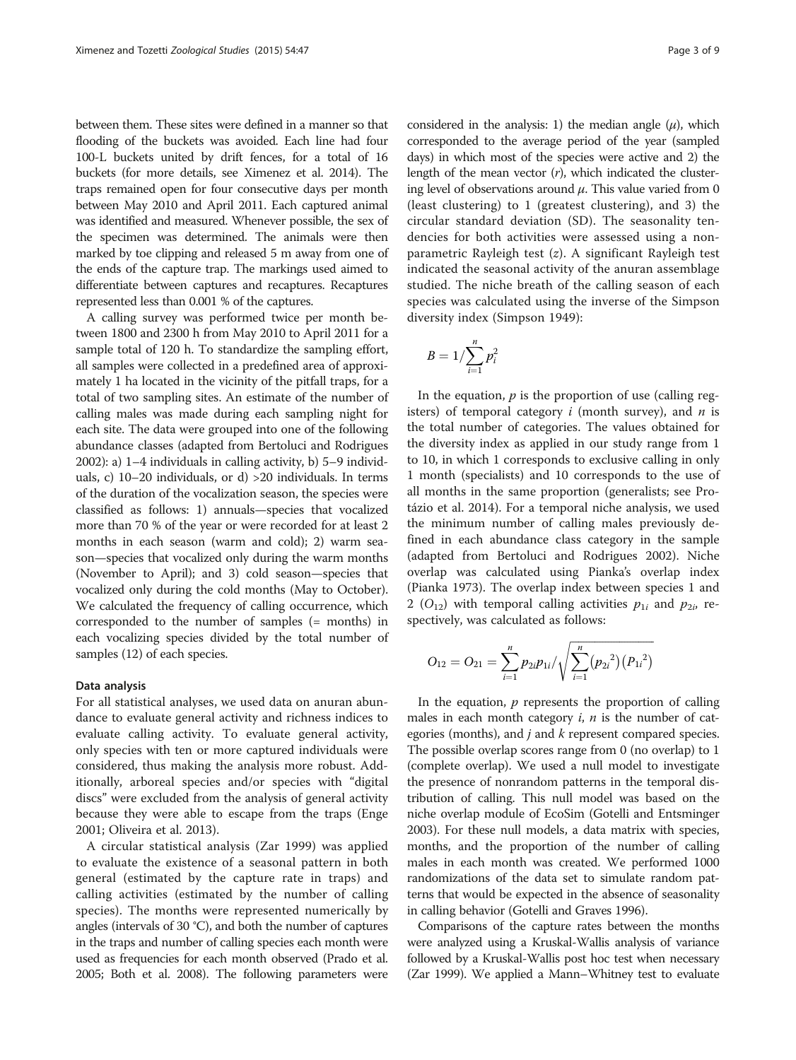between them. These sites were defined in a manner so that flooding of the buckets was avoided. Each line had four 100-L buckets united by drift fences, for a total of 16 buckets (for more details, see Ximenez et al. 2014). The traps remained open for four consecutive days per month between May 2010 and April 2011. Each captured animal was identified and measured. Whenever possible, the sex of the specimen was determined. The animals were then marked by toe clipping and released 5 m away from one of the ends of the capture trap. The markings used aimed to differentiate between captures and recaptures. Recaptures represented less than 0.001 % of the captures.

A calling survey was performed twice per month between 1800 and 2300 h from May 2010 to April 2011 for a sample total of 120 h. To standardize the sampling effort, all samples were collected in a predefined area of approximately 1 ha located in the vicinity of the pitfall traps, for a total of two sampling sites. An estimate of the number of calling males was made during each sampling night for each site. The data were grouped into one of the following abundance classes (adapted from Bertoluci and Rodrigues 2002): a) 1–4 individuals in calling activity, b) 5–9 individuals, c) 10–20 individuals, or d) >20 individuals. In terms of the duration of the vocalization season, the species were classified as follows: 1) annuals—species that vocalized more than 70 % of the year or were recorded for at least 2 months in each season (warm and cold); 2) warm season—species that vocalized only during the warm months (November to April); and 3) cold season—species that vocalized only during the cold months (May to October). We calculated the frequency of calling occurrence, which corresponded to the number of samples (= months) in each vocalizing species divided by the total number of samples (12) of each species.

#### Data analysis

For all statistical analyses, we used data on anuran abundance to evaluate general activity and richness indices to evaluate calling activity. To evaluate general activity, only species with ten or more captured individuals were considered, thus making the analysis more robust. Additionally, arboreal species and/or species with "digital discs" were excluded from the analysis of general activity because they were able to escape from the traps (Enge 2001; Oliveira et al. 2013).

A circular statistical analysis (Zar 1999) was applied to evaluate the existence of a seasonal pattern in both general (estimated by the capture rate in traps) and calling activities (estimated by the number of calling species). The months were represented numerically by angles (intervals of 30 °C), and both the number of captures in the traps and number of calling species each month were used as frequencies for each month observed (Prado et al. 2005; Both et al. 2008). The following parameters were considered in the analysis: 1) the median angle ($\mu$), which corresponded to the average period of the year (sampled days) in which most of the species were active and 2) the length of the mean vector ($r$), which indicated the clustering level of observations around $\mu$. This value varied from 0 (least clustering) to 1 (greatest clustering), and 3) the circular standard deviation (SD). The seasonality tendencies for both activities were assessed using a nonparametric Rayleigh test ($z$). A significant Rayleigh test indicated the seasonal activity of the anuran assemblage studied. The niche breath of the calling season of each species was calculated using the inverse of the Simpson diversity index (Simpson 1949):

$$B = 1/\sum_{i=1}^{n} p_i^2$$

In the equation, $p$ is the proportion of use (calling registers) of temporal category $i$ (month survey), and $n$ is the total number of categories. The values obtained for the diversity index as applied in our study range from 1 to 10, in which 1 corresponds to exclusive calling in only 1 month (specialists) and 10 corresponds to the use of all months in the same proportion (generalists; see Protázio et al. 2014). For a temporal niche analysis, we used the minimum number of calling males previously defined in each abundance class category in the sample (adapted from Bertoluci and Rodrigues 2002). Niche overlap was calculated using Pianka's overlap index (Pianka 1973). The overlap index between species 1 and 2 ($O_{12}$) with temporal calling activities $p_{1i}$ and $p_{2i}$, respectively, was calculated as follows:

$$O_{12} = O_{21} = \sum_{i=1}^{n} p_{2i}p_{1i} / \sqrt{\sum_{i=1}^{n} \left(p_{2i}{}^2\right)\left(P_{1i}{}^2\right)}$$

In the equation, $p$ represents the proportion of calling males in each month category $i$, $n$ is the number of categories (months), and $j$ and $k$ represent compared species. The possible overlap scores range from 0 (no overlap) to 1 (complete overlap). We used a null model to investigate the presence of nonrandom patterns in the temporal distribution of calling. This null model was based on the niche overlap module of EcoSim (Gotelli and Entsminger 2003). For these null models, a data matrix with species, months, and the proportion of the number of calling males in each month was created. We performed 1000 randomizations of the data set to simulate random patterns that would be expected in the absence of seasonality in calling behavior (Gotelli and Graves 1996).

Comparisons of the capture rates between the months were analyzed using a Kruskal-Wallis analysis of variance followed by a Kruskal-Wallis post hoc test when necessary (Zar 1999). We applied a Mann–Whitney test to evaluate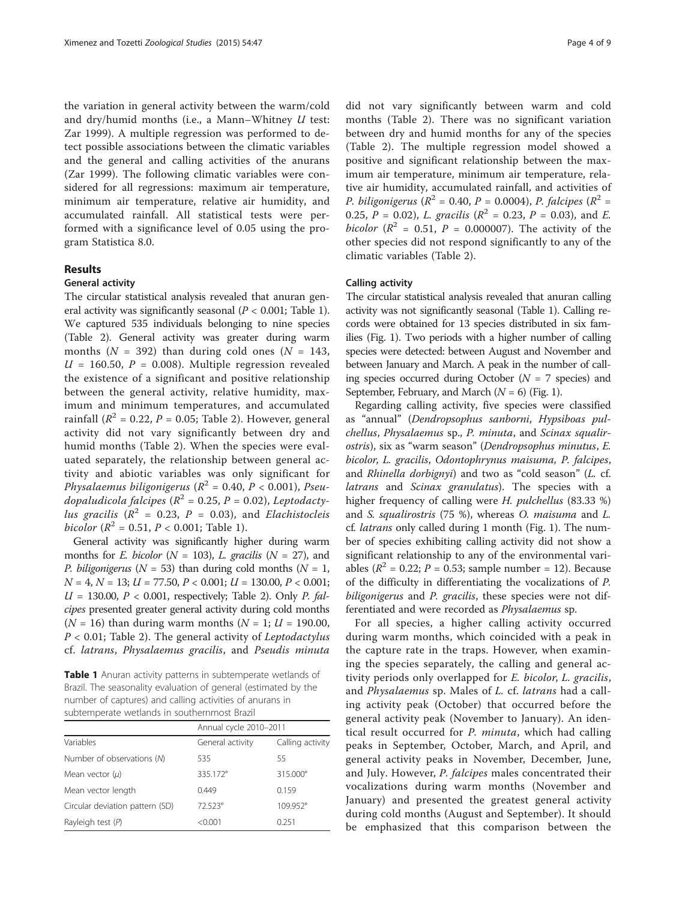the variation in general activity between the warm/cold and dry/humid months (i.e., a Mann–Whitney *U* test: Zar 1999). A multiple regression was performed to detect possible associations between the climatic variables and the general and calling activities of the anurans (Zar 1999). The following climatic variables were considered for all regressions: maximum air temperature, minimum air temperature, relative air humidity, and accumulated rainfall. All statistical tests were performed with a significance level of 0.05 using the program Statistica 8.0.

## Results

### General activity

The circular statistical analysis revealed that anuran general activity was significantly seasonal ($P < 0.001$; Table 1). We captured 535 individuals belonging to nine species (Table 2). General activity was greater during warm months ($N = 392$) than during cold ones ($N = 143$, $U = 160.50$, $P = 0.008$). Multiple regression revealed the existence of a significant and positive relationship between the general activity, relative humidity, maximum and minimum temperatures, and accumulated rainfall ($R^2 = 0.22$, $P = 0.05$; Table 2). However, general activity did not vary significantly between dry and humid months (Table 2). When the species were evaluated separately, the relationship between general activity and abiotic variables was only significant for *Physalaemus biligonigerus* ($R^2 = 0.40$, $P < 0.001$), *Pseudopaludicola falcipes* ($R^2 = 0.25$, $P = 0.02$), *Leptodactylus gracilis* ($R^2 = 0.23$, $P = 0.03$), and *Elachistocleis bicolor* ($R^2 = 0.51$, $P < 0.001$; Table 1).

General activity was significantly higher during warm months for *E. bicolor* ($N = 103$), *L. gracilis* ($N = 27$), and *P. biligonigerus* ($N = 53$) than during cold months ($N = 1$, $N = 4$, $N = 13$; $U = 77.50$, $P < 0.001$; $U = 130.00$, $P < 0.001$; $U = 130.00$, $P < 0.001$, respectively; Table 2). Only *P. falcipes* presented greater general activity during cold months ($N = 16$) than during warm months ($N = 1$; $U = 190.00$, $P < 0.01$; Table 2). The general activity of *Leptodactylus* cf. *latrans*, *Physalaemus gracilis*, and *Pseudis minuta* did not vary significantly between warm and cold months (Table 2). There was no significant variation between dry and humid months for any of the species (Table 2). The multiple regression model showed a positive and significant relationship between the maximum air temperature, minimum air temperature, relative air humidity, accumulated rainfall, and activities of *P. biligonigerus* ($R^2 = 0.40$, $P = 0.0004$), *P. falcipes* ($R^2 = 0.25$, $P = 0.02$), *L. gracilis* ($R^2 = 0.23$, $P = 0.03$), and *E. bicolor* ($R^2 = 0.51$, $P = 0.000007$). The activity of the other species did not respond significantly to any of the climatic variables (Table 2).

**Table 1** Anuran activity patterns in subtemperate wetlands of Brazil. The seasonality evaluation of general (estimated by the number of captures) and calling activities of anurans in subtemperate wetlands in southernmost Brazil

| | Annual cycle 2010–2011 | |
|---|---|---|
| Variables | General activity | Calling activity |
| Number of observations (*N*) | 535 | 55 |
| Mean vector (*μ*) | 335.172° | 315.000° |
| Mean vector length | 0.449 | 0.159 |
| Circular deviation pattern (SD) | 72.523° | 109.952° |
| Rayleigh test (*P*) | <0.001 | 0.251 |

### Calling activity

The circular statistical analysis revealed that anuran calling activity was not significantly seasonal (Table 1). Calling records were obtained for 13 species distributed in six families (Fig. 1). Two periods with a higher number of calling species were detected: between August and November and between January and March. A peak in the number of calling species occurred during October ($N = 7$ species) and September, February, and March ($N = 6$) (Fig. 1).

Regarding calling activity, five species were classified as "annual" (*Dendropsophus sanborni*, *Hypsiboas pulchellus*, *Physalaemus* sp., *P. minuta*, and *Scinax squalirostris*), six as "warm season" (*Dendropsophus minutus*, *E. bicolor*, *L. gracilis*, *Odontophrynus maisuma*, *P. falcipes*, and *Rhinella dorbignyi*) and two as "cold season" (*L.* cf. *latrans* and *Scinax granulatus*). The species with a higher frequency of calling were *H. pulchellus* (83.33 %) and *S. squalirostris* (75 %), whereas *O. maisuma* and *L.* cf. *latrans* only called during 1 month (Fig. 1). The number of species exhibiting calling activity did not show a significant relationship to any of the environmental variables ($R^2 = 0.22$; $P = 0.53$; sample number = 12). Because of the difficulty in differentiating the vocalizations of *P. biligonigerus* and *P. gracilis*, these species were not differentiated and were recorded as *Physalaemus* sp.

For all species, a higher calling activity occurred during warm months, which coincided with a peak in the capture rate in the traps. However, when examining the species separately, the calling and general activity periods only overlapped for *E. bicolor*, *L. gracilis*, and *Physalaemus* sp. Males of *L.* cf. *latrans* had a calling activity peak (October) that occurred before the general activity peak (November to January). An identical result occurred for *P. minuta*, which had calling peaks in September, October, March, and April, and general activity peaks in November, December, June, and July. However, *P. falcipes* males concentrated their vocalizations during warm months (November and January) and presented the greatest general activity during cold months (August and September). It should be emphasized that this comparison between the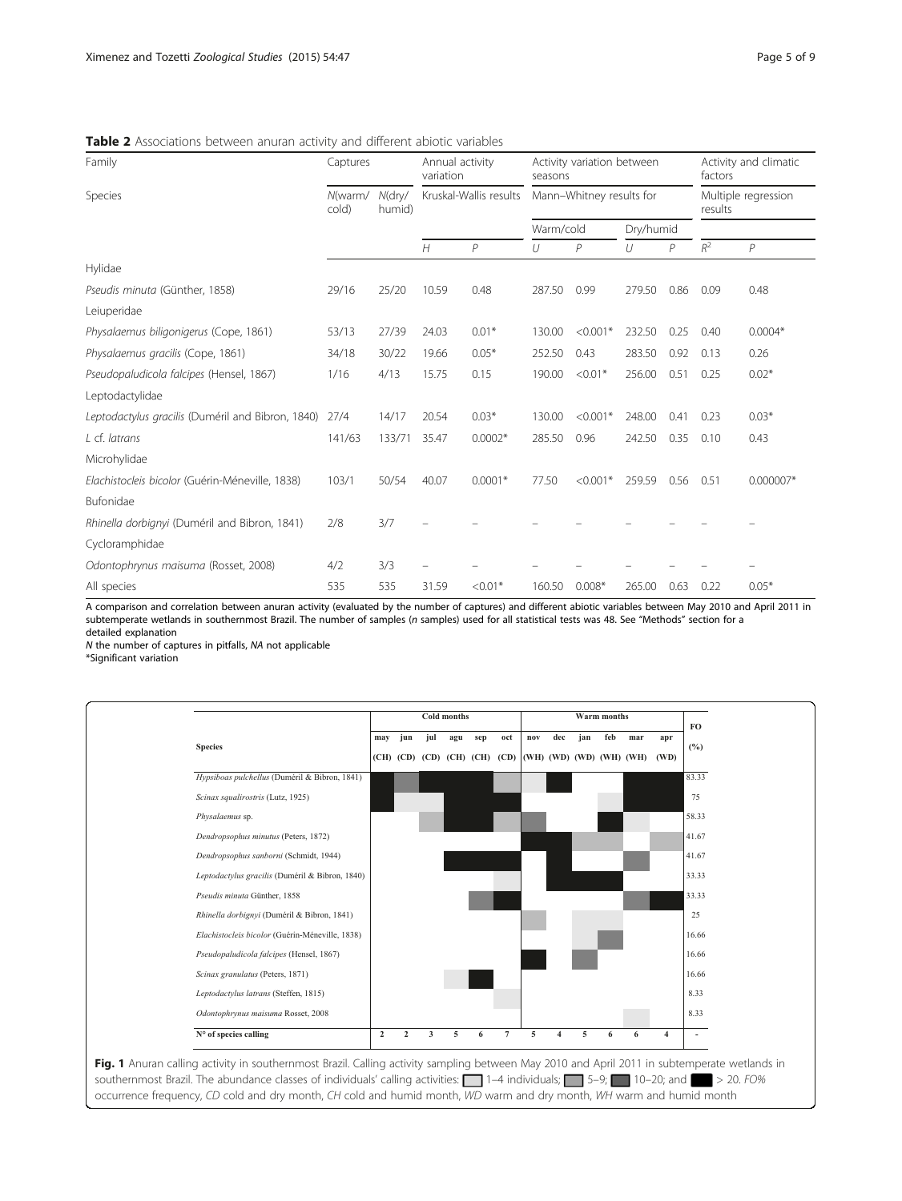**Table 2** Associations between anuran activity and different abiotic variables

| Family | Captures | | Annual activity variation | | Activity variation between seasons | | | | Activity and climatic factors | |
|---|---|---|---|---|---|---|---|---|---|---|
| Species | N(warm/cold) | N(dry/humid) | Kruskal-Wallis results | | Mann–Whitney results for | | | | Multiple regression results | |
| | | | | | Warm/cold | | Dry/humid | | | |
| | | | *H* | *P* | *U* | *P* | *U* | *P* | $R^2$ | *P* |
| Hylidae | | | | | | | | | | |
| *Pseudis minuta* (Günther, 1858) | 29/16 | 25/20 | 10.59 | 0.48 | 287.50 | 0.99 | 279.50 | 0.86 | 0.09 | 0.48 |
| Leiuperidae | | | | | | | | | | |
| *Physalaemus biligonigerus* (Cope, 1861) | 53/13 | 27/39 | 24.03 | 0.01* | 130.00 | <0.001* | 232.50 | 0.25 | 0.40 | 0.0004* |
| *Physalaemus gracilis* (Cope, 1861) | 34/18 | 30/22 | 19.66 | 0.05* | 252.50 | 0.43 | 283.50 | 0.92 | 0.13 | 0.26 |
| *Pseudopaludicola falcipes* (Hensel, 1867) | 1/16 | 4/13 | 15.75 | 0.15 | 190.00 | <0.01* | 256.00 | 0.51 | 0.25 | 0.02* |
| Leptodactylidae | | | | | | | | | | |
| *Leptodactylus gracilis* (Duméril and Bibron, 1840) | 27/4 | 14/17 | 20.54 | 0.03* | 130.00 | <0.001* | 248.00 | 0.41 | 0.23 | 0.03* |
| *L* cf. *latrans* | 141/63 | 133/71 | 35.47 | 0.0002* | 285.50 | 0.96 | 242.50 | 0.35 | 0.10 | 0.43 |
| Microhylidae | | | | | | | | | | |
| *Elachistocleis bicolor* (Guérin-Méneville, 1838) | 103/1 | 50/54 | 40.07 | 0.0001* | 77.50 | <0.001* | 259.59 | 0.56 | 0.51 | 0.000007* |
| Bufonidae | | | | | | | | | | |
| *Rhinella dorbignyi* (Duméril and Bibron, 1841) | 2/8 | 3/7 | – | – | – | – | – | – | – | – |
| Cycloramphidae | | | | | | | | | | |
| *Odontophrynus maisuma* (Rosset, 2008) | 4/2 | 3/3 | – | – | – | – | – | – | – | – |
| All species | 535 | 535 | 31.59 | <0.01* | 160.50 | 0.008* | 265.00 | 0.63 | 0.22 | 0.05* |

A comparison and correlation between anuran activity (evaluated by the number of captures) and different abiotic variables between May 2010 and April 2011 in subtemperate wetlands in southernmost Brazil. The number of samples (*n* samples) used for all statistical tests was 48. See "Methods" section for a detailed explanation

*N* the number of captures in pitfalls, *NA* not applicable

*Significant variation

| Species | may (CH) | jun (CD) | jul (CD) | agu (CH) | sep (CH) | oct (CD) | nov (WH) | dec (WD) | jan (WD) | feb (WH) | mar (WH) | apr (WD) | FO (%) |
|---|---|---|---|---|---|---|---|---|---|---|---|---|---|
| *Hypsiboas pulchellus* (Duméril & Bibron, 1841) | | | | | | | | | | | | | 83.33 |
| *Scinax squalirostris* (Lutz, 1925) | | | | | | | | | | | | | 75 |
| *Physalaemus* sp. | | | | | | | | | | | | | 58.33 |
| *Dendropsophus minutus* (Peters, 1872) | | | | | | | | | | | | | 41.67 |
| *Dendropsophus sanborni* (Schmidt, 1944) | | | | | | | | | | | | | 41.67 |
| *Leptodactylus gracilis* (Duméril & Bibron, 1840) | | | | | | | | | | | | | 33.33 |
| *Pseudis minuta* Günther, 1858 | | | | | | | | | | | | | 33.33 |
| *Rhinella dorbignyi* (Duméril & Bibron, 1841) | | | | | | | | | | | | | 25 |
| *Elachistocleis bicolor* (Guérin-Méneville, 1838) | | | | | | | | | | | | | 16.66 |
| *Pseudopaludicola falcipes* (Hensel, 1867) | | | | | | | | | | | | | 16.66 |
| *Scinax granulatus* (Peters, 1871) | | | | | | | | | | | | | 16.66 |
| *Leptodactylus latrans* (Steffen, 1815) | | | | | | | | | | | | | 8.33 |
| *Odontophrynus maisuma* Rosset, 2008 | | | | | | | | | | | | | 8.33 |
| **N° of species calling** | 2 | 2 | 3 | 5 | 6 | 7 | 5 | 4 | 5 | 6 | 6 | 4 | - |

(Columns may–oct: Cold months; nov–apr: Warm months)

**Fig. 1** Anuran calling activity in southernmost Brazil. Calling activity sampling between May 2010 and April 2011 in subtemperate wetlands in southernmost Brazil. The abundance classes of individuals' calling activities: 1–4 individuals; 5–9; 10–20; and > 20. *FO%* occurrence frequency, *CD* cold and dry month, *CH* cold and humid month, *WD* warm and dry month, *WH* warm and humid month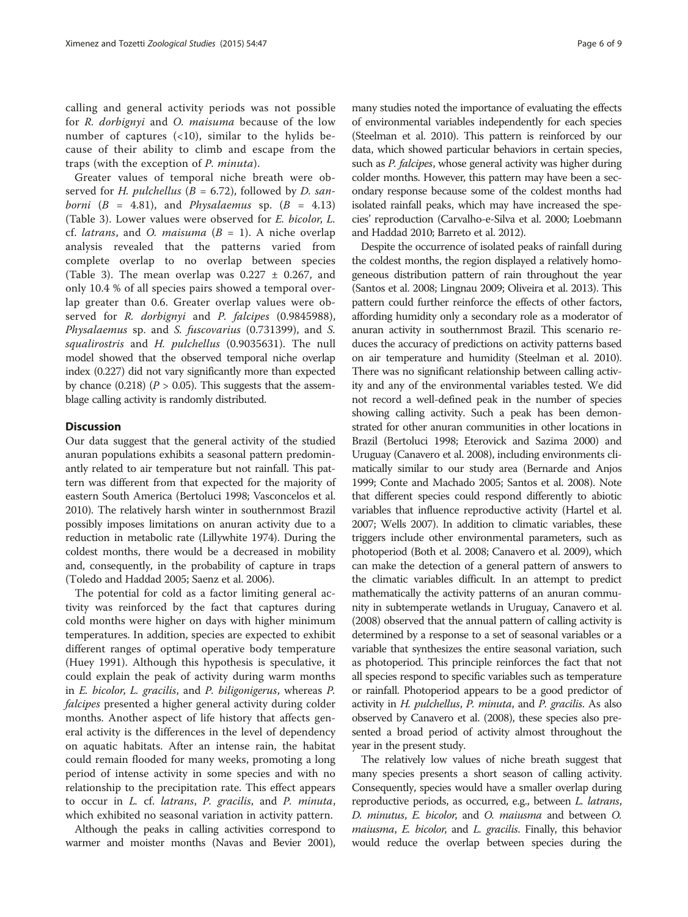calling and general activity periods was not possible for *R. dorbignyi* and *O. maisuma* because of the low number of captures (<10), similar to the hylids because of their ability to climb and escape from the traps (with the exception of *P. minuta*).

Greater values of temporal niche breath were observed for *H. pulchellus* ($B$ = 6.72), followed by *D. sanborni* ($B$ = 4.81), and *Physalaemus* sp. ($B$ = 4.13) (Table 3). Lower values were observed for *E. bicolor*, *L.* cf. *latrans*, and *O. maisuma* ($B$ = 1). A niche overlap analysis revealed that the patterns varied from complete overlap to no overlap between species (Table 3). The mean overlap was 0.227 ± 0.267, and only 10.4 % of all species pairs showed a temporal overlap greater than 0.6. Greater overlap values were observed for *R. dorbignyi* and *P. falcipes* (0.9845988), *Physalaemus* sp. and *S. fuscovarius* (0.731399), and *S. squalirostris* and *H. pulchellus* (0.9035631). The null model showed that the observed temporal niche overlap index (0.227) did not vary significantly more than expected by chance (0.218) ($P > 0.05$). This suggests that the assemblage calling activity is randomly distributed.

## Discussion

Our data suggest that the general activity of the studied anuran populations exhibits a seasonal pattern predominantly related to air temperature but not rainfall. This pattern was different from that expected for the majority of eastern South America (Bertoluci 1998; Vasconcelos et al. 2010). The relatively harsh winter in southernmost Brazil possibly imposes limitations on anuran activity due to a reduction in metabolic rate (Lillywhite 1974). During the coldest months, there would be a decreased in mobility and, consequently, in the probability of capture in traps (Toledo and Haddad 2005; Saenz et al. 2006).

The potential for cold as a factor limiting general activity was reinforced by the fact that captures during cold months were higher on days with higher minimum temperatures. In addition, species are expected to exhibit different ranges of optimal operative body temperature (Huey 1991). Although this hypothesis is speculative, it could explain the peak of activity during warm months in *E. bicolor*, *L. gracilis*, and *P. biligonigerus*, whereas *P. falcipes* presented a higher general activity during colder months. Another aspect of life history that affects general activity is the differences in the level of dependency on aquatic habitats. After an intense rain, the habitat could remain flooded for many weeks, promoting a long period of intense activity in some species and with no relationship to the precipitation rate. This effect appears to occur in *L.* cf. *latrans*, *P. gracilis*, and *P. minuta*, which exhibited no seasonal variation in activity pattern.

Although the peaks in calling activities correspond to warmer and moister months (Navas and Bevier 2001), many studies noted the importance of evaluating the effects of environmental variables independently for each species (Steelman et al. 2010). This pattern is reinforced by our data, which showed particular behaviors in certain species, such as *P. falcipes*, whose general activity was higher during colder months. However, this pattern may have been a secondary response because some of the coldest months had isolated rainfall peaks, which may have increased the species' reproduction (Carvalho-e-Silva et al. 2000; Loebmann and Haddad 2010; Barreto et al. 2012).

Despite the occurrence of isolated peaks of rainfall during the coldest months, the region displayed a relatively homogeneous distribution pattern of rain throughout the year (Santos et al. 2008; Lingnau 2009; Oliveira et al. 2013). This pattern could further reinforce the effects of other factors, affording humidity only a secondary role as a moderator of anuran activity in southernmost Brazil. This scenario reduces the accuracy of predictions on activity patterns based on air temperature and humidity (Steelman et al. 2010). There was no significant relationship between calling activity and any of the environmental variables tested. We did not record a well-defined peak in the number of species showing calling activity. Such a peak has been demonstrated for other anuran communities in other locations in Brazil (Bertoluci 1998; Eterovick and Sazima 2000) and Uruguay (Canavero et al. 2008), including environments climatically similar to our study area (Bernarde and Anjos 1999; Conte and Machado 2005; Santos et al. 2008). Note that different species could respond differently to abiotic variables that influence reproductive activity (Hartel et al. 2007; Wells 2007). In addition to climatic variables, these triggers include other environmental parameters, such as photoperiod (Both et al. 2008; Canavero et al. 2009), which can make the detection of a general pattern of answers to the climatic variables difficult. In an attempt to predict mathematically the activity patterns of an anuran community in subtemperate wetlands in Uruguay, Canavero et al. (2008) observed that the annual pattern of calling activity is determined by a response to a set of seasonal variables or a variable that synthesizes the entire seasonal variation, such as photoperiod. This principle reinforces the fact that not all species respond to specific variables such as temperature or rainfall. Photoperiod appears to be a good predictor of activity in *H. pulchellus*, *P. minuta*, and *P. gracilis*. As also observed by Canavero et al. (2008), these species also presented a broad period of activity almost throughout the year in the present study.

The relatively low values of niche breath suggest that many species presents a short season of calling activity. Consequently, species would have a smaller overlap during reproductive periods, as occurred, e.g., between *L. latrans*, *D. minutus*, *E. bicolor*, and *O. maiusma* and between *O. maiusma*, *E. bicolor*, and *L. gracilis*. Finally, this behavior would reduce the overlap between species during the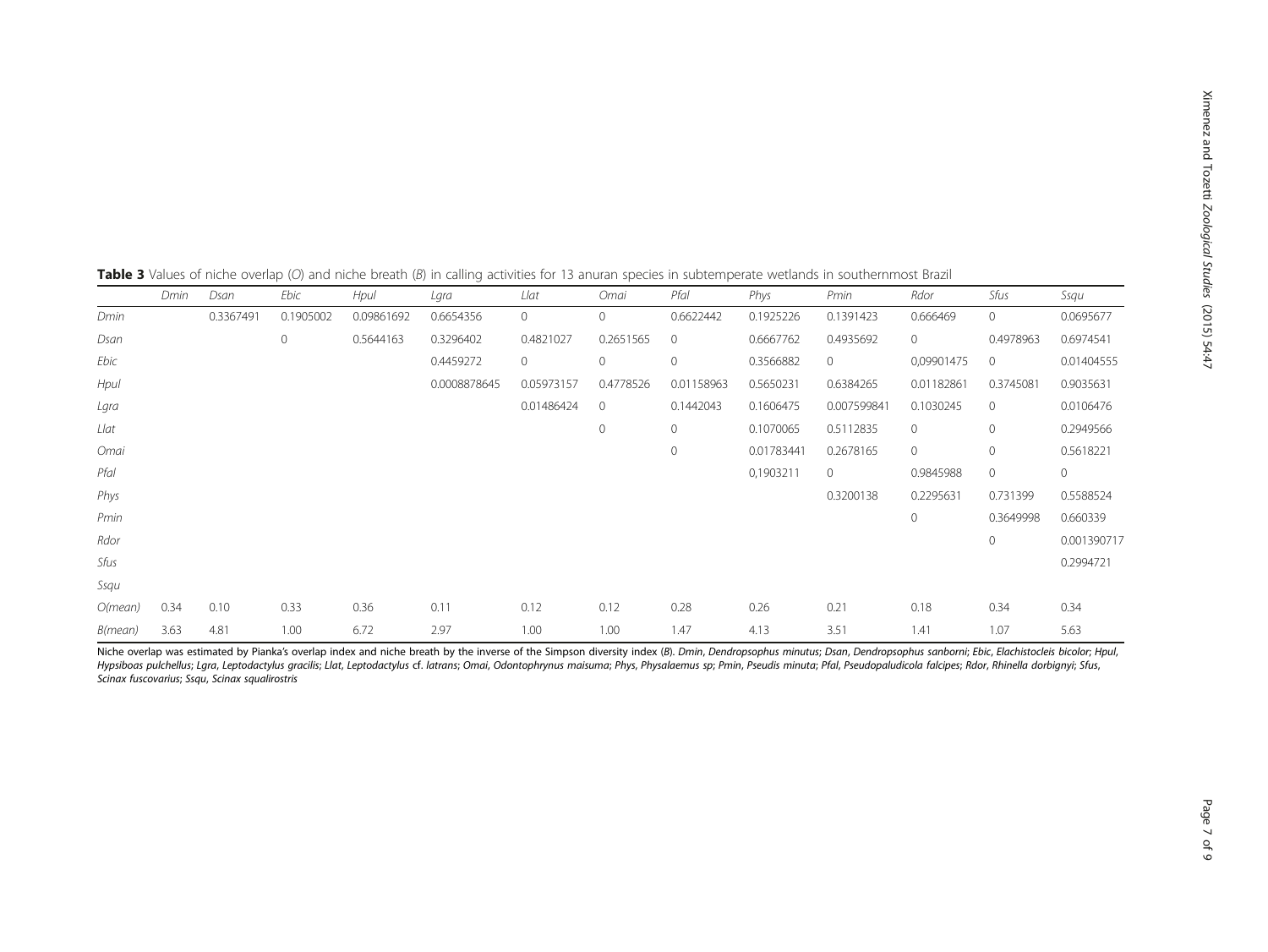**Table 3** Values of niche overlap (*O*) and niche breath (*B*) in calling activities for 13 anuran species in subtemperate wetlands in southernmost Brazil

| | *Dmin* | *Dsan* | *Ebic* | *Hpul* | *Lgra* | *Llat* | *Omai* | *Pfal* | *Phys* | *Pmin* | *Rdor* | *Sfus* | *Ssqu* |
|---|---|---|---|---|---|---|---|---|---|---|---|---|---|
| *Dmin* | | 0.3367491 | 0.1905002 | 0.09861692 | 0.6654356 | 0 | 0 | 0.6622442 | 0.1925226 | 0.1391423 | 0.666469 | 0 | 0.0695677 |
| *Dsan* | | | 0 | 0.5644163 | 0.3296402 | 0.4821027 | 0.2651565 | 0 | 0.6667762 | 0.4935692 | 0 | 0.4978963 | 0.6974541 |
| *Ebic* | | | | | 0.4459272 | 0 | 0 | 0 | 0.3566882 | 0 | 0,09901475 | 0 | 0.01404555 |
| *Hpul* | | | | | 0.0008878645 | 0.05973157 | 0.4778526 | 0.01158963 | 0.5650231 | 0.6384265 | 0.01182861 | 0.3745081 | 0.9035631 |
| *Lgra* | | | | | | 0.01486424 | 0 | 0.1442043 | 0.1606475 | 0.007599841 | 0.1030245 | 0 | 0.0106476 |
| *Llat* | | | | | | | 0 | 0 | 0.1070065 | 0.5112835 | 0 | 0 | 0.2949566 |
| *Omai* | | | | | | | | 0 | 0.01783441 | 0.2678165 | 0 | 0 | 0.5618221 |
| *Pfal* | | | | | | | | | 0,1903211 | 0 | 0.9845988 | 0 | 0 |
| *Phys* | | | | | | | | | | 0.3200138 | 0.2295631 | 0.731399 | 0.5588524 |
| *Pmin* | | | | | | | | | | | 0 | 0.3649998 | 0.660339 |
| *Rdor* | | | | | | | | | | | | 0 | 0.001390717 |
| *Sfus* | | | | | | | | | | | | | 0.2994721 |
| *Ssqu* | | | | | | | | | | | | | |
| *O*(mean) | 0.34 | 0.10 | 0.33 | 0.36 | 0.11 | 0.12 | 0.12 | 0.28 | 0.26 | 0.21 | 0.18 | 0.34 | 0.34 |
| *B*(mean) | 3.63 | 4.81 | 1.00 | 6.72 | 2.97 | 1.00 | 1.00 | 1.47 | 4.13 | 3.51 | 1.41 | 1.07 | 5.63 |

Niche overlap was estimated by Pianka's overlap index and niche breath by the inverse of the Simpson diversity index (*B*). *Dmin*, *Dendropsophus minutus*; *Dsan*, *Dendropsophus sanborni*; *Ebic*, *Elachistocleis bicolor*; *Hpul*, *Hypsiboas pulchellus*; *Lgra*, *Leptodactylus gracilis*; *Llat*, *Leptodactylus* cf. *latrans*; *Omai*, *Odontophrynus maisuma*; *Phys*, *Physalaemus sp*; *Pmin*, *Pseudis minuta*; *Pfal*, *Pseudopaludicola falcipes*; *Rdor*, *Rhinella dorbignyi*; *Sfus*, *Scinax fuscovarius*; *Ssqu*, *Scinax squalirostris*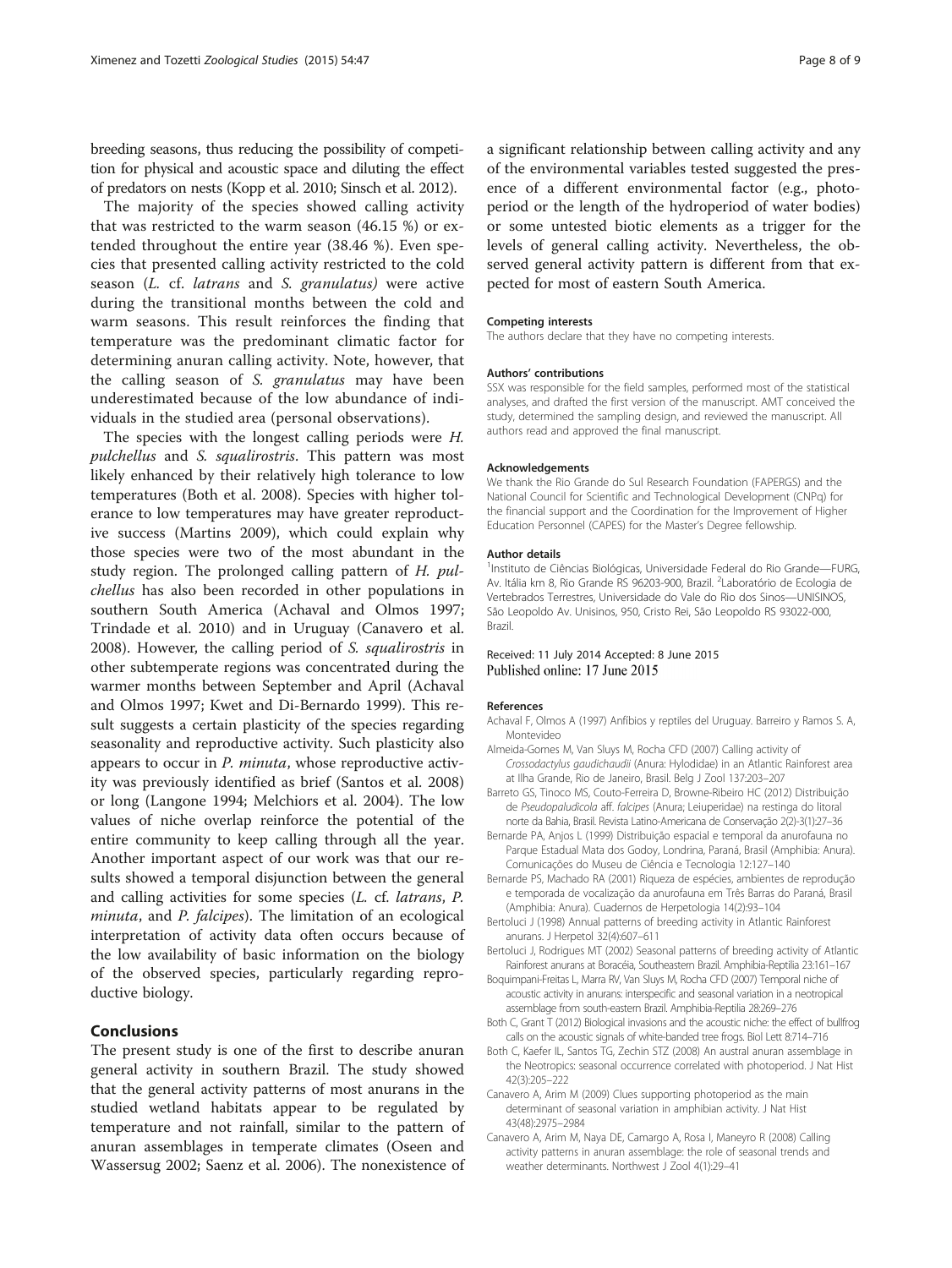breeding seasons, thus reducing the possibility of competition for physical and acoustic space and diluting the effect of predators on nests (Kopp et al. 2010; Sinsch et al. 2012).

The majority of the species showed calling activity that was restricted to the warm season (46.15 %) or extended throughout the entire year (38.46 %). Even species that presented calling activity restricted to the cold season (*L.* cf. *latrans* and *S. granulatus)* were active during the transitional months between the cold and warm seasons. This result reinforces the finding that temperature was the predominant climatic factor for determining anuran calling activity. Note, however, that the calling season of *S. granulatus* may have been underestimated because of the low abundance of individuals in the studied area (personal observations).

The species with the longest calling periods were *H. pulchellus* and *S. squalirostris*. This pattern was most likely enhanced by their relatively high tolerance to low temperatures (Both et al. 2008). Species with higher tolerance to low temperatures may have greater reproductive success (Martins 2009), which could explain why those species were two of the most abundant in the study region. The prolonged calling pattern of *H. pulchellus* has also been recorded in other populations in southern South America (Achaval and Olmos 1997; Trindade et al. 2010) and in Uruguay (Canavero et al. 2008). However, the calling period of *S. squalirostris* in other subtemperate regions was concentrated during the warmer months between September and April (Achaval and Olmos 1997; Kwet and Di-Bernardo 1999). This result suggests a certain plasticity of the species regarding seasonality and reproductive activity. Such plasticity also appears to occur in *P. minuta*, whose reproductive activity was previously identified as brief (Santos et al. 2008) or long (Langone 1994; Melchiors et al. 2004). The low values of niche overlap reinforce the potential of the entire community to keep calling through all the year. Another important aspect of our work was that our results showed a temporal disjunction between the general and calling activities for some species (*L.* cf. *latrans*, *P. minuta*, and *P. falcipes*). The limitation of an ecological interpretation of activity data often occurs because of the low availability of basic information on the biology of the observed species, particularly regarding reproductive biology.

## Conclusions

The present study is one of the first to describe anuran general activity in southern Brazil. The study showed that the general activity patterns of most anurans in the studied wetland habitats appear to be regulated by temperature and not rainfall, similar to the pattern of anuran assemblages in temperate climates (Oseen and Wassersug 2002; Saenz et al. 2006). The nonexistence of a significant relationship between calling activity and any of the environmental variables tested suggested the presence of a different environmental factor (e.g., photoperiod or the length of the hydroperiod of water bodies) or some untested biotic elements as a trigger for the levels of general calling activity. Nevertheless, the observed general activity pattern is different from that expected for most of eastern South America.

#### Competing interests

The authors declare that they have no competing interests.

#### Authors' contributions

SSX was responsible for the field samples, performed most of the statistical analyses, and drafted the first version of the manuscript. AMT conceived the study, determined the sampling design, and reviewed the manuscript. All authors read and approved the final manuscript.

#### Acknowledgements

We thank the Rio Grande do Sul Research Foundation (FAPERGS) and the National Council for Scientific and Technological Development (CNPq) for the financial support and the Coordination for the Improvement of Higher Education Personnel (CAPES) for the Master's Degree fellowship.

#### Author details

[1]Instituto de Ciências Biológicas, Universidade Federal do Rio Grande—FURG, Av. Itália km 8, Rio Grande RS 96203-900, Brazil. [2]Laboratório de Ecologia de Vertebrados Terrestres, Universidade do Vale do Rio dos Sinos—UNISINOS, São Leopoldo Av. Unisinos, 950, Cristo Rei, São Leopoldo RS 93022-000, Brazil.

Received: 11 July 2014 Accepted: 8 June 2015
Published online: 17 June 2015

#### References

Achaval F, Olmos A (1997) Anfibios y reptiles del Uruguay. Barreiro y Ramos S. A, Montevideo

Almeida-Gomes M, Van Sluys M, Rocha CFD (2007) Calling activity of *Crossodactylus gaudichaudii* (Anura: Hylodidae) in an Atlantic Rainforest area at Ilha Grande, Rio de Janeiro, Brasil. Belg J Zool 137:203–207

Barreto GS, Tinoco MS, Couto-Ferreira D, Browne-Ribeiro HC (2012) Distribuição de *Pseudopaludicola* aff. *falcipes* (Anura; Leiuperidae) na restinga do litoral norte da Bahia, Brasil. Revista Latino-Americana de Conservação 2(2)-3(1):27–36

Bernarde PA, Anjos L (1999) Distribuição espacial e temporal da anurofauna no Parque Estadual Mata dos Godoy, Londrina, Paraná, Brasil (Amphibia: Anura). Comunicações do Museu de Ciência e Tecnologia 12:127–140

Bernarde PS, Machado RA (2001) Riqueza de espécies, ambientes de reprodução e temporada de vocalização da anurofauna em Três Barras do Paraná, Brasil (Amphibia: Anura). Cuadernos de Herpetologia 14(2):93–104

Bertoluci J (1998) Annual patterns of breeding activity in Atlantic Rainforest anurans. J Herpetol 32(4):607–611

Bertoluci J, Rodrigues MT (2002) Seasonal patterns of breeding activity of Atlantic Rainforest anurans at Boracéia, Southeastern Brazil. Amphibia-Reptilia 23:161–167

Boquimpani-Freitas L, Marra RV, Van Sluys M, Rocha CFD (2007) Temporal niche of acoustic activity in anurans: interspecific and seasonal variation in a neotropical assemblage from south-eastern Brazil. Amphibia-Reptilia 28:269–276

Both C, Grant T (2012) Biological invasions and the acoustic niche: the effect of bullfrog calls on the acoustic signals of white-banded tree frogs. Biol Lett 8:714–716

Both C, Kaefer IL, Santos TG, Zechin STZ (2008) An austral anuran assemblage in the Neotropics: seasonal occurrence correlated with photoperiod. J Nat Hist 42(3):205–222

Canavero A, Arim M (2009) Clues supporting photoperiod as the main determinant of seasonal variation in amphibian activity. J Nat Hist 43(48):2975–2984

Canavero A, Arim M, Naya DE, Camargo A, Rosa I, Maneyro R (2008) Calling activity patterns in anuran assemblage: the role of seasonal trends and weather determinants. Northwest J Zool 4(1):29–41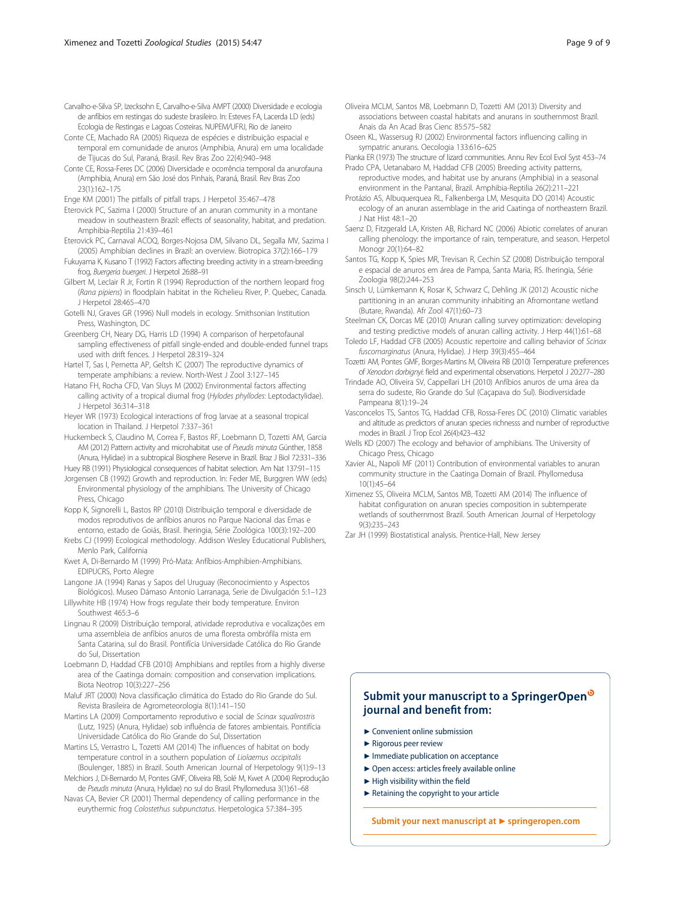Carvalho-e-Silva SP, Izecksohn E, Carvalho-e-Silva AMPT (2000) Diversidade e ecologia de anfíbios em restingas do sudeste brasileiro. In: Esteves FA, Lacerda LD (eds) Ecologia de Restingas e Lagoas Costeiras. NUPEM/UFRJ, Rio de Janeiro

Conte CE, Machado RA (2005) Riqueza de espécies e distribuição espacial e temporal em comunidade de anuros (Amphibia, Anura) em uma localidade de Tijucas do Sul, Paraná, Brasil. Rev Bras Zoo 22(4):940–948

Conte CE, Rossa-Feres DC (2006) Diversidade e ocorrência temporal da anurofauna (Amphibia, Anura) em São José dos Pinhais, Paraná, Brasil. Rev Bras Zoo 23(1):162–175

Enge KM (2001) The pitfalls of pitfall traps. J Herpetol 35:467–478

Eterovick PC, Sazima I (2000) Structure of an anuran community in a montane meadow in southeastern Brazil: effects of seasonality, habitat, and predation. Amphibia-Reptilia 21:439–461

Eterovick PC, Carnaval ACOQ, Borges-Nojosa DM, Silvano DL, Segalla MV, Sazima I (2005) Amphibian declines in Brazil: an overview. Biotropica 37(2):166–179

Fukuyama K, Kusano T (1992) Factors affecting breeding activity in a stream-breeding frog, *Buergeria buergeri*. J Herpetol 26:88–91

Gilbert M, Leclair R Jr, Fortin R (1994) Reproduction of the northern leopard frog (*Rana pipiens*) in floodplain habitat in the Richelieu River, P. Quebec, Canada. J Herpetol 28:465–470

Gotelli NJ, Graves GR (1996) Null models in ecology. Smithsonian Institution Press, Washington, DC

Greenberg CH, Neary DG, Harris LD (1994) A comparison of herpetofaunal sampling effectiveness of pitfall single-ended and double-ended funnel traps used with drift fences. J Herpetol 28:319–324

Hartel T, Sas I, Pernetta AP, Geltsh IC (2007) The reproductive dynamics of temperate amphibians: a review. North-West J Zool 3:127–145

Hatano FH, Rocha CFD, Van Sluys M (2002) Environmental factors affecting calling activity of a tropical diurnal frog (*Hylodes phyllodes*: Leptodactylidae). J Herpetol 36:314–318

Heyer WR (1973) Ecological interactions of frog larvae at a seasonal tropical location in Thailand. J Herpetol 7:337–361

Huckembeck S, Claudino M, Correa F, Bastos RF, Loebmann D, Tozetti AM, Garcia AM (2012) Pattern activity and microhabitat use of *Pseudis minuta* Günther, 1858 (Anura, Hylidae) in a subtropical Biosphere Reserve in Brazil. Braz J Biol 72:331–336

Huey RB (1991) Physiological consequences of habitat selection. Am Nat 137:91–115

Jorgensen CB (1992) Growth and reproduction. In: Feder ME, Burggren WW (eds) Environmental physiology of the amphibians. The University of Chicago Press, Chicago

Kopp K, Signorelli L, Bastos RP (2010) Distribuição temporal e diversidade de modos reprodutivos de anfíbios anuros no Parque Nacional das Emas e entorno, estado de Goiás, Brasil. Iheringia, Série Zoológica 100(3):192–200

Krebs CJ (1999) Ecological methodology. Addison Wesley Educational Publishers, Menlo Park, California

Kwet A, Di-Bernardo M (1999) Pró-Mata: Anfíbios-Amphibien-Amphibians. EDIPUCRS, Porto Alegre

Langone JA (1994) Ranas y Sapos del Uruguay (Reconocimiento y Aspectos Biológicos). Museo Dámaso Antonio Larranaga, Serie de Divulgación 5:1–123

Lillywhite HB (1974) How frogs regulate their body temperature. Environ Southwest 465:3–6

Lingnau R (2009) Distribuição temporal, atividade reprodutiva e vocalizações em uma assembleia de anfíbios anuros de uma floresta ombrófila mista em Santa Catarina, sul do Brasil. Pontifícia Universidade Católica do Rio Grande do Sul, Dissertation

Loebmann D, Haddad CFB (2010) Amphibians and reptiles from a highly diverse area of the Caatinga domain: composition and conservation implications. Biota Neotrop 10(3):227–256

Maluf JRT (2000) Nova classificação climática do Estado do Rio Grande do Sul. Revista Brasileira de Agrometeorologia 8(1):141–150

Martins LA (2009) Comportamento reprodutivo e social de *Scinax squalirostris* (Lutz, 1925) (Anura, Hylidae) sob influência de fatores ambientais. Pontifícia Universidade Católica do Rio Grande do Sul, Dissertation

Martins LS, Verrastro L, Tozetti AM (2014) The influences of habitat on body temperature control in a southern population of *Liolaemus occipitalis* (Boulenger, 1885) in Brazil. South American Journal of Herpetology 9(1):9–13

Melchiors J, Di-Bernardo M, Pontes GMF, Oliveira RB, Solé M, Kwet A (2004) Reprodução de *Pseudis minuta* (Anura, Hylidae) no sul do Brasil. Phyllomedusa 3(1):61–68

Navas CA, Bevier CR (2001) Thermal dependency of calling performance in the eurythermic frog *Colostethus subpunctatus*. Herpetologica 57:384–395

Oliveira MCLM, Santos MB, Loebmann D, Tozetti AM (2013) Diversity and associations between coastal habitats and anurans in southernmost Brazil. Anais da An Acad Bras Cienc 85:575–582

Oseen KL, Wassersug RJ (2002) Environmental factors influencing calling in sympatric anurans. Oecologia 133:616–625

Pianka ER (1973) The structure of lizard communities. Annu Rev Ecol Evol Syst 4:53–74

Prado CPA, Uetanabaro M, Haddad CFB (2005) Breeding activity patterns, reproductive modes, and habitat use by anurans (Amphibia) in a seasonal environment in the Pantanal, Brazil. Amphibia-Reptilia 26(2):211–221

Protázio AS, Albuquerquea RL, Falkenberga LM, Mesquita DO (2014) Acoustic ecology of an anuran assemblage in the arid Caatinga of northeastern Brazil. J Nat Hist 48:1–20

Saenz D, Fitzgerald LA, Kristen AB, Richard NC (2006) Abiotic correlates of anuran calling phenology: the importance of rain, temperature, and season. Herpetol Monogr 20(1):64–82

Santos TG, Kopp K, Spies MR, Trevisan R, Cechin SZ (2008) Distribuição temporal e espacial de anuros em área de Pampa, Santa Maria, RS. Iheringia, Série Zoologia 98(2):244–253

Sinsch U, Lümkemann K, Rosar K, Schwarz C, Dehling JK (2012) Acoustic niche partitioning in an anuran community inhabiting an Afromontane wetland (Butare, Rwanda). Afr Zool 47(1):60–73

Steelman CK, Dorcas ME (2010) Anuran calling survey optimization: developing and testing predictive models of anuran calling activity. J Herp 44(1):61–68

Toledo LF, Haddad CFB (2005) Acoustic repertoire and calling behavior of *Scinax fuscomarginatus* (Anura, Hylidae). J Herp 39(3):455–464

Tozetti AM, Pontes GMF, Borges-Martins M, Oliveira RB (2010) Temperature preferences of *Xenodon dorbignyi*: field and experimental observations. Herpetol J 20:277–280

Trindade AO, Oliveira SV, Cappellari LH (2010) Anfíbios anuros de uma área da serra do sudeste, Rio Grande do Sul (Caçapava do Sul). Biodiversidade Pampeana 8(1):19–24

Vasconcelos TS, Santos TG, Haddad CFB, Rossa-Feres DC (2010) Climatic variables and altitude as predictors of anuran species richnesss and number of reproductive modes in Brazil. J Trop Ecol 26(4):423–432

Wells KD (2007) The ecology and behavior of amphibians. The University of Chicago Press, Chicago

Xavier AL, Napoli MF (2011) Contribution of environmental variables to anuran community structure in the Caatinga Domain of Brazil. Phyllomedusa 10(1):45–64

Ximenez SS, Oliveira MCLM, Santos MB, Tozetti AM (2014) The influence of habitat configuration on anuran species composition in subtemperate wetlands of southernmost Brazil. South American Journal of Herpetology 9(3):235–243

Zar JH (1999) Biostatistical analysis. Prentice-Hall, New Jersey

**Submit your manuscript to a SpringerOpen journal and benefit from:**

- ► Convenient online submission
- ► Rigorous peer review
- ► Immediate publication on acceptance
- ► Open access: articles freely available online
- ► High visibility within the field
- ► Retaining the copyright to your article

**Submit your next manuscript at ► springeropen.com**